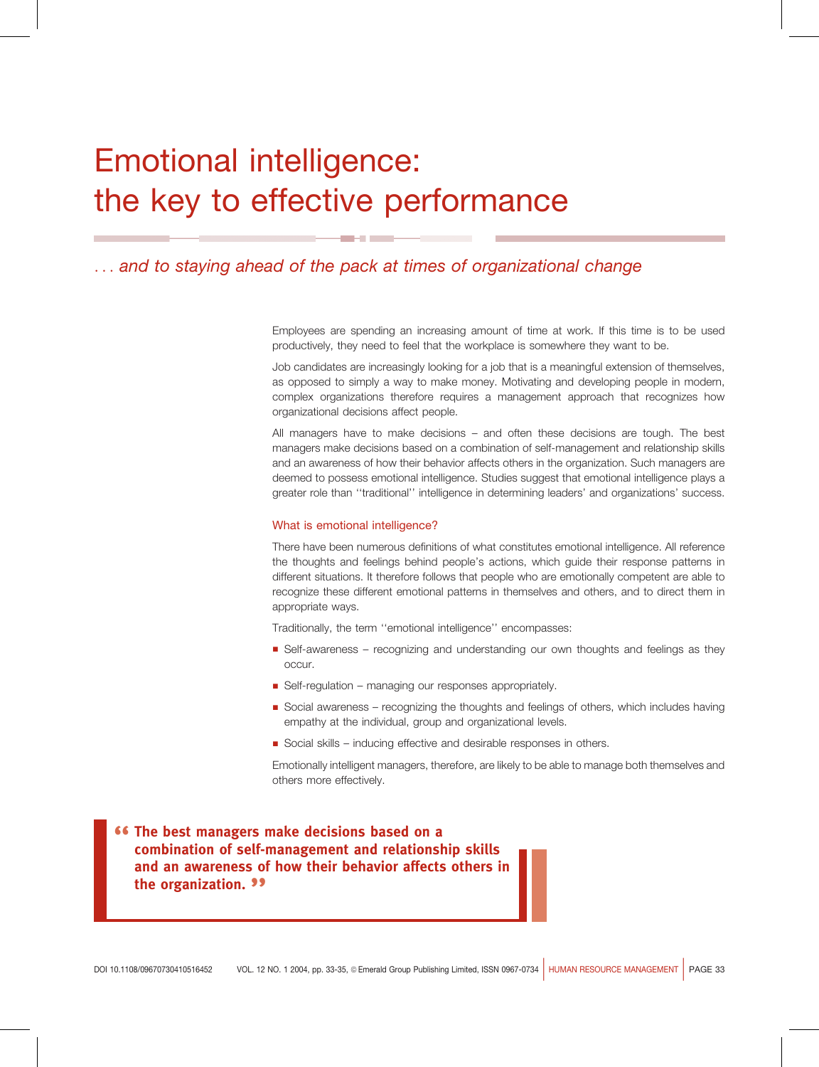# Emotional intelligence: the key to effective performance

*. . . and to staying ahead of the pack at times of organizational change*

Employees are spending an increasing amount of time at work. If this time is to be used productively, they need to feel that the workplace is somewhere they want to be.

Job candidates are increasingly looking for a job that is a meaningful extension of themselves, as opposed to simply a way to make money. Motivating and developing people in modern, complex organizations therefore requires a management approach that recognizes how organizational decisions affect people.

All managers have to make decisions – and often these decisions are tough. The best managers make decisions based on a combination of self-management and relationship skills and an awareness of how their behavior affects others in the organization. Such managers are deemed to possess emotional intelligence. Studies suggest that emotional intelligence plays a greater role than ''traditional'' intelligence in determining leaders' and organizations' success.

## What is emotional intelligence?

There have been numerous definitions of what constitutes emotional intelligence. All reference the thoughts and feelings behind people's actions, which guide their response patterns in different situations. It therefore follows that people who are emotionally competent are able to recognize these different emotional patterns in themselves and others, and to direct them in appropriate ways.

Traditionally, the term ''emotional intelligence'' encompasses:

- Self-awareness – recognizing and understanding our own thoughts and feelings as they occur.
- Self-regulation – managing our responses appropriately.
- Social awareness – recognizing the thoughts and feelings of others, which includes having empathy at the individual, group and organizational levels.
- Social skills – inducing effective and desirable responses in others.

Emotionally intelligent managers, therefore, are likely to be able to manage both themselves and others more effectively.

> **"The best managers make decisions based on a combination of self-management and relationship skills and an awareness of how their behavior affects others in the organization."**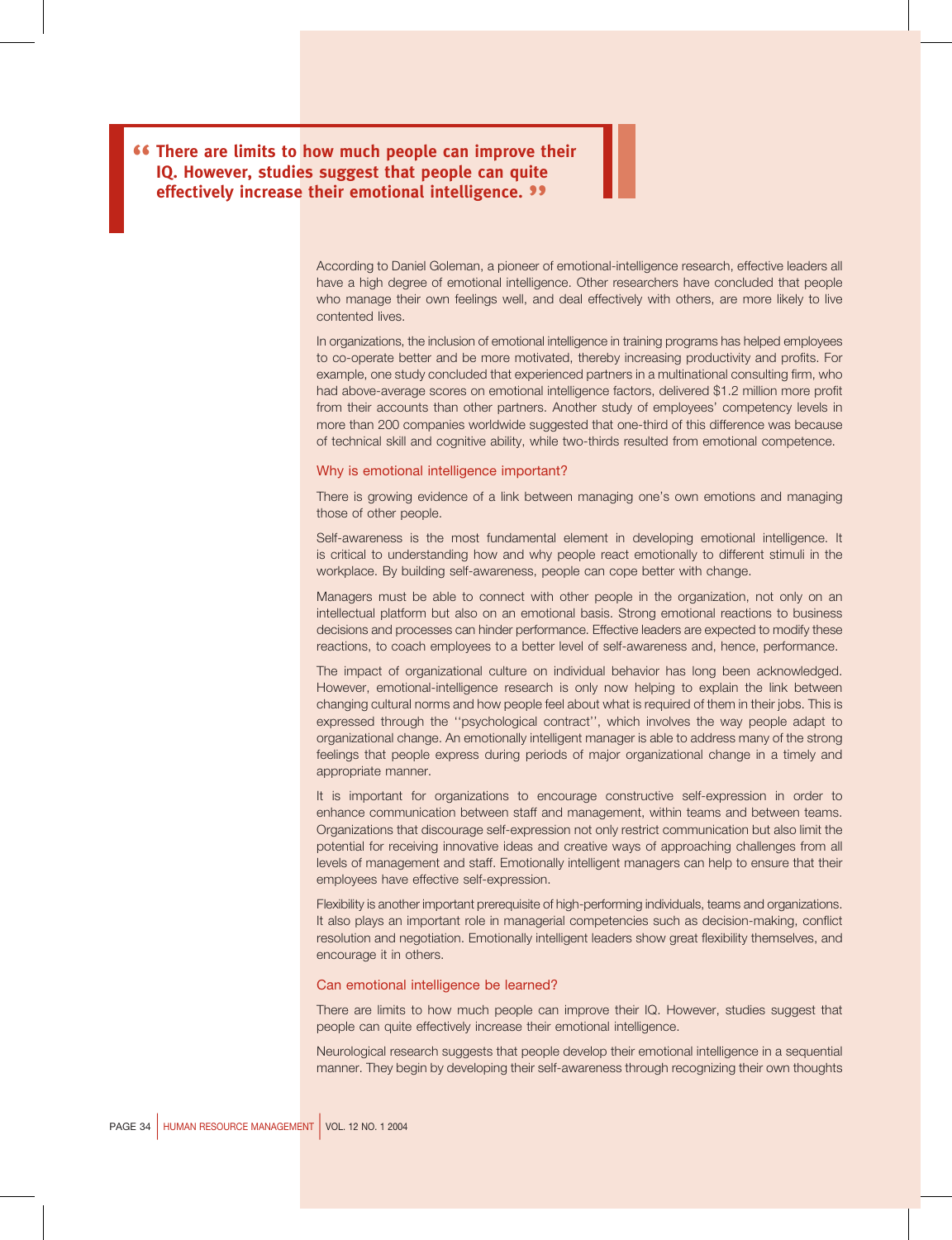> “There are limits to how much people can improve their IQ. However, studies suggest that people can quite effectively increase their emotional intelligence.”

According to Daniel Goleman, a pioneer of emotional-intelligence research, effective leaders all have a high degree of emotional intelligence. Other researchers have concluded that people who manage their own feelings well, and deal effectively with others, are more likely to live contented lives.

In organizations, the inclusion of emotional intelligence in training programs has helped employees to co-operate better and be more motivated, thereby increasing productivity and profits. For example, one study concluded that experienced partners in a multinational consulting firm, who had above-average scores on emotional intelligence factors, delivered $1.2 million more profit from their accounts than other partners. Another study of employees' competency levels in more than 200 companies worldwide suggested that one-third of this difference was because of technical skill and cognitive ability, while two-thirds resulted from emotional competence.

### Why is emotional intelligence important?

There is growing evidence of a link between managing one's own emotions and managing those of other people.

Self-awareness is the most fundamental element in developing emotional intelligence. It is critical to understanding how and why people react emotionally to different stimuli in the workplace. By building self-awareness, people can cope better with change.

Managers must be able to connect with other people in the organization, not only on an intellectual platform but also on an emotional basis. Strong emotional reactions to business decisions and processes can hinder performance. Effective leaders are expected to modify these reactions, to coach employees to a better level of self-awareness and, hence, performance.

The impact of organizational culture on individual behavior has long been acknowledged. However, emotional-intelligence research is only now helping to explain the link between changing cultural norms and how people feel about what is required of them in their jobs. This is expressed through the ''psychological contract'', which involves the way people adapt to organizational change. An emotionally intelligent manager is able to address many of the strong feelings that people express during periods of major organizational change in a timely and appropriate manner.

It is important for organizations to encourage constructive self-expression in order to enhance communication between staff and management, within teams and between teams. Organizations that discourage self-expression not only restrict communication but also limit the potential for receiving innovative ideas and creative ways of approaching challenges from all levels of management and staff. Emotionally intelligent managers can help to ensure that their employees have effective self-expression.

Flexibility is another important prerequisite of high-performing individuals, teams and organizations. It also plays an important role in managerial competencies such as decision-making, conflict resolution and negotiation. Emotionally intelligent leaders show great flexibility themselves, and encourage it in others.

### Can emotional intelligence be learned?

There are limits to how much people can improve their IQ. However, studies suggest that people can quite effectively increase their emotional intelligence.

Neurological research suggests that people develop their emotional intelligence in a sequential manner. They begin by developing their self-awareness through recognizing their own thoughts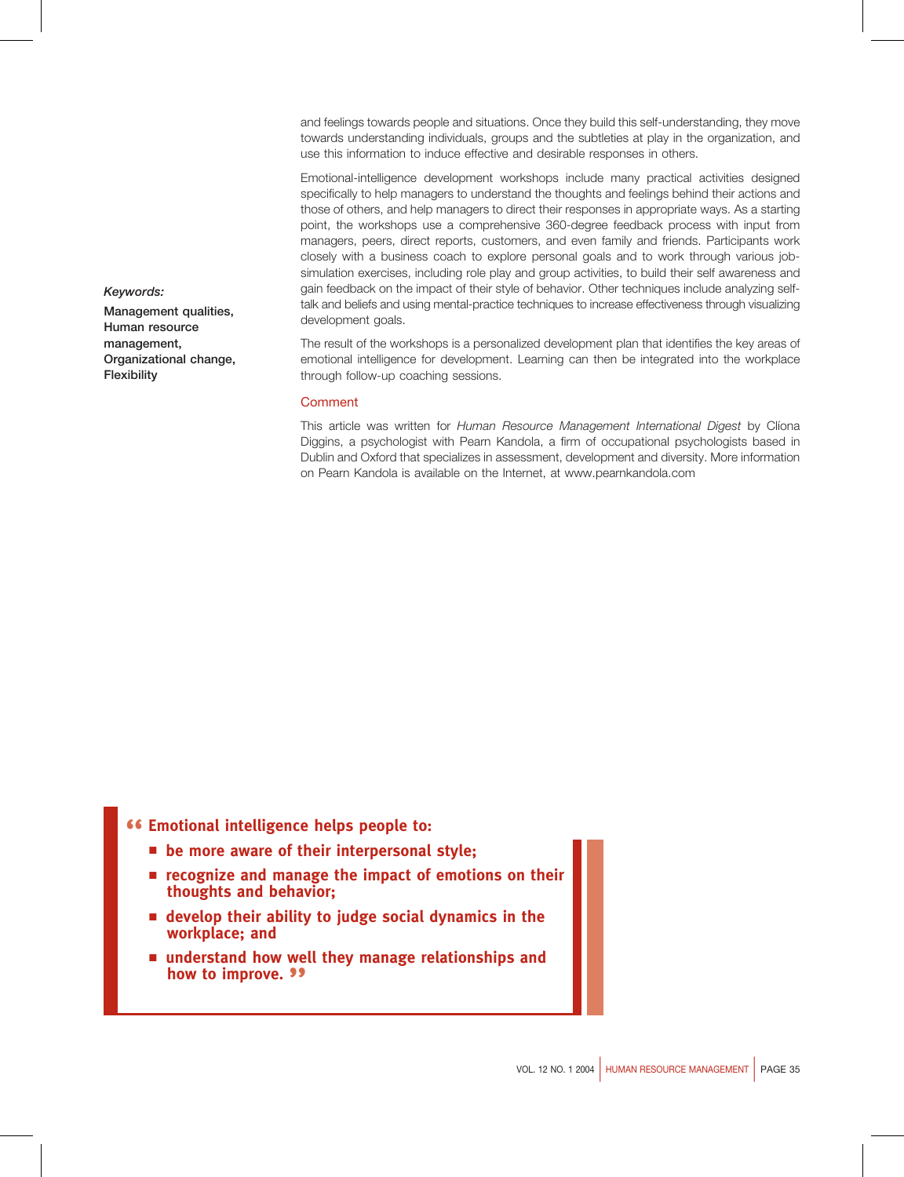and feelings towards people and situations. Once they build this self-understanding, they move towards understanding individuals, groups and the subtleties at play in the organization, and use this information to induce effective and desirable responses in others.

Emotional-intelligence development workshops include many practical activities designed specifically to help managers to understand the thoughts and feelings behind their actions and those of others, and help managers to direct their responses in appropriate ways. As a starting point, the workshops use a comprehensive 360-degree feedback process with input from managers, peers, direct reports, customers, and even family and friends. Participants work closely with a business coach to explore personal goals and to work through various job-simulation exercises, including role play and group activities, to build their self awareness and gain feedback on the impact of their style of behavior. Other techniques include analyzing self-talk and beliefs and using mental-practice techniques to increase effectiveness through visualizing development goals.

The result of the workshops is a personalized development plan that identifies the key areas of emotional intelligence for development. Learning can then be integrated into the workplace through follow-up coaching sessions.

*Keywords:*

**Management qualities, Human resource management, Organizational change, Flexibility**

## Comment

This article was written for *Human Resource Management International Digest* by Clíona Diggins, a psychologist with Pearn Kandola, a firm of occupational psychologists based in Dublin and Oxford that specializes in assessment, development and diversity. More information on Pearn Kandola is available on the Internet, at www.pearnkandola.com

> **“Emotional intelligence helps people to:**
>
> - **be more aware of their interpersonal style;**
> - **recognize and manage the impact of emotions on their thoughts and behavior;**
> - **develop their ability to judge social dynamics in the workplace; and**
> - **understand how well they manage relationships and how to improve.”**